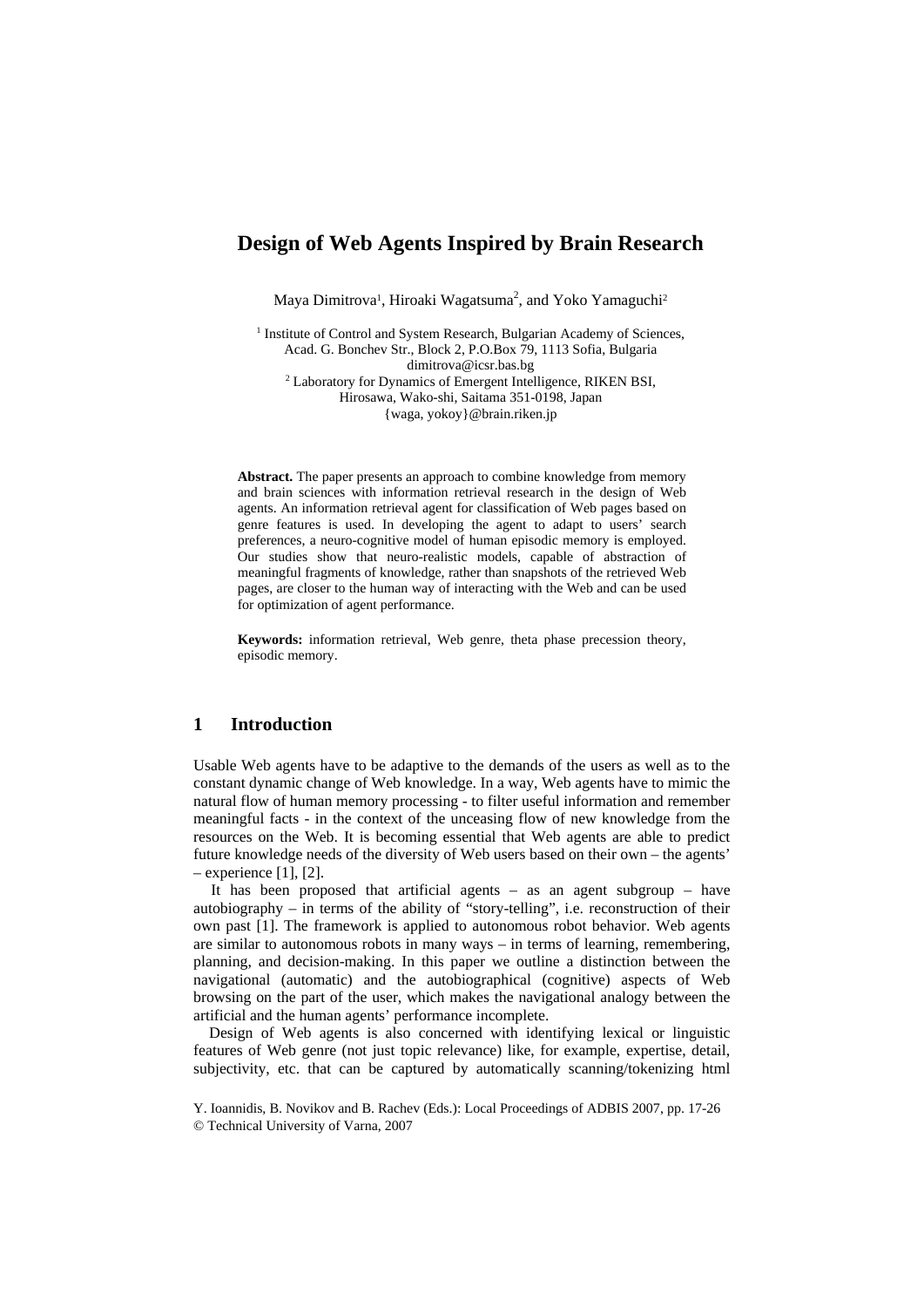# Design of Web Agents Inspired by Brain Research

Maya Dimitrova[1], Hiroaki Wagatsuma[2], and Yoko Yamaguchi[2]

[1] Institute of Control and System Research, Bulgarian Academy of Sciences, Acad. G. Bonchev Str., Block 2, P.O.Box 79, 1113 Sofia, Bulgaria
dimitrova@icsr.bas.bg
[2] Laboratory for Dynamics of Emergent Intelligence, RIKEN BSI, Hirosawa, Wako-shi, Saitama 351-0198, Japan
{waga, yokoy}@brain.riken.jp

**Abstract.** The paper presents an approach to combine knowledge from memory and brain sciences with information retrieval research in the design of Web agents. An information retrieval agent for classification of Web pages based on genre features is used. In developing the agent to adapt to users' search preferences, a neuro-cognitive model of human episodic memory is employed. Our studies show that neuro-realistic models, capable of abstraction of meaningful fragments of knowledge, rather than snapshots of the retrieved Web pages, are closer to the human way of interacting with the Web and can be used for optimization of agent performance.

**Keywords:** information retrieval, Web genre, theta phase precession theory, episodic memory.

## 1 Introduction

Usable Web agents have to be adaptive to the demands of the users as well as to the constant dynamic change of Web knowledge. In a way, Web agents have to mimic the natural flow of human memory processing - to filter useful information and remember meaningful facts - in the context of the unceasing flow of new knowledge from the resources on the Web. It is becoming essential that Web agents are able to predict future knowledge needs of the diversity of Web users based on their own – the agents' – experience [1], [2].

It has been proposed that artificial agents – as an agent subgroup – have autobiography – in terms of the ability of "story-telling", i.e. reconstruction of their own past [1]. The framework is applied to autonomous robot behavior. Web agents are similar to autonomous robots in many ways – in terms of learning, remembering, planning, and decision-making. In this paper we outline a distinction between the navigational (automatic) and the autobiographical (cognitive) aspects of Web browsing on the part of the user, which makes the navigational analogy between the artificial and the human agents' performance incomplete.

Design of Web agents is also concerned with identifying lexical or linguistic features of Web genre (not just topic relevance) like, for example, expertise, detail, subjectivity, etc. that can be captured by automatically scanning/tokenizing html

Y. Ioannidis, B. Novikov and B. Rachev (Eds.): Local Proceedings of ADBIS 2007, pp. 17-26
© Technical University of Varna, 2007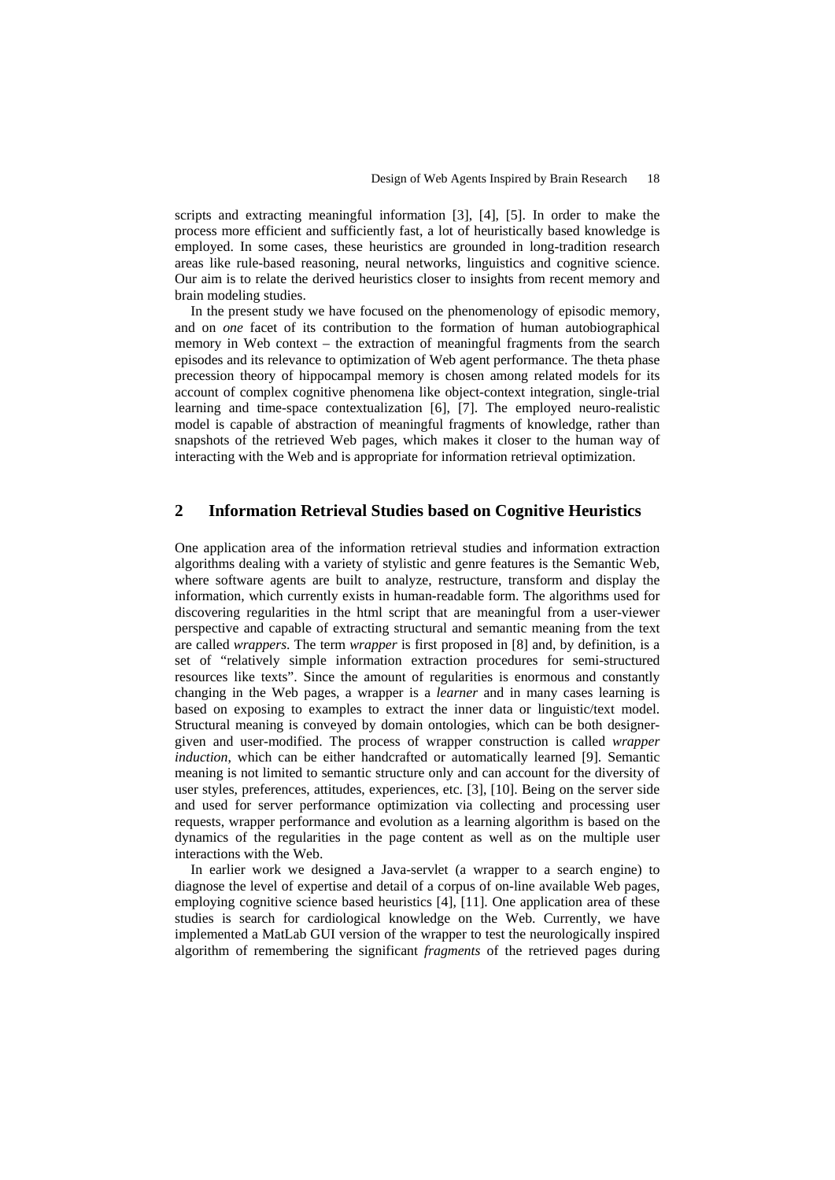scripts and extracting meaningful information [3], [4], [5]. In order to make the process more efficient and sufficiently fast, a lot of heuristically based knowledge is employed. In some cases, these heuristics are grounded in long-tradition research areas like rule-based reasoning, neural networks, linguistics and cognitive science. Our aim is to relate the derived heuristics closer to insights from recent memory and brain modeling studies.

In the present study we have focused on the phenomenology of episodic memory, and on *one* facet of its contribution to the formation of human autobiographical memory in Web context – the extraction of meaningful fragments from the search episodes and its relevance to optimization of Web agent performance. The theta phase precession theory of hippocampal memory is chosen among related models for its account of complex cognitive phenomena like object-context integration, single-trial learning and time-space contextualization [6], [7]. The employed neuro-realistic model is capable of abstraction of meaningful fragments of knowledge, rather than snapshots of the retrieved Web pages, which makes it closer to the human way of interacting with the Web and is appropriate for information retrieval optimization.

## 2 Information Retrieval Studies based on Cognitive Heuristics

One application area of the information retrieval studies and information extraction algorithms dealing with a variety of stylistic and genre features is the Semantic Web, where software agents are built to analyze, restructure, transform and display the information, which currently exists in human-readable form. The algorithms used for discovering regularities in the html script that are meaningful from a user-viewer perspective and capable of extracting structural and semantic meaning from the text are called *wrappers*. The term *wrapper* is first proposed in [8] and, by definition, is a set of "relatively simple information extraction procedures for semi-structured resources like texts". Since the amount of regularities is enormous and constantly changing in the Web pages, a wrapper is a *learner* and in many cases learning is based on exposing to examples to extract the inner data or linguistic/text model. Structural meaning is conveyed by domain ontologies, which can be both designer-given and user-modified. The process of wrapper construction is called *wrapper induction*, which can be either handcrafted or automatically learned [9]. Semantic meaning is not limited to semantic structure only and can account for the diversity of user styles, preferences, attitudes, experiences, etc. [3], [10]. Being on the server side and used for server performance optimization via collecting and processing user requests, wrapper performance and evolution as a learning algorithm is based on the dynamics of the regularities in the page content as well as on the multiple user interactions with the Web.

In earlier work we designed a Java-servlet (a wrapper to a search engine) to diagnose the level of expertise and detail of a corpus of on-line available Web pages, employing cognitive science based heuristics [4], [11]. One application area of these studies is search for cardiological knowledge on the Web. Currently, we have implemented a MatLab GUI version of the wrapper to test the neurologically inspired algorithm of remembering the significant *fragments* of the retrieved pages during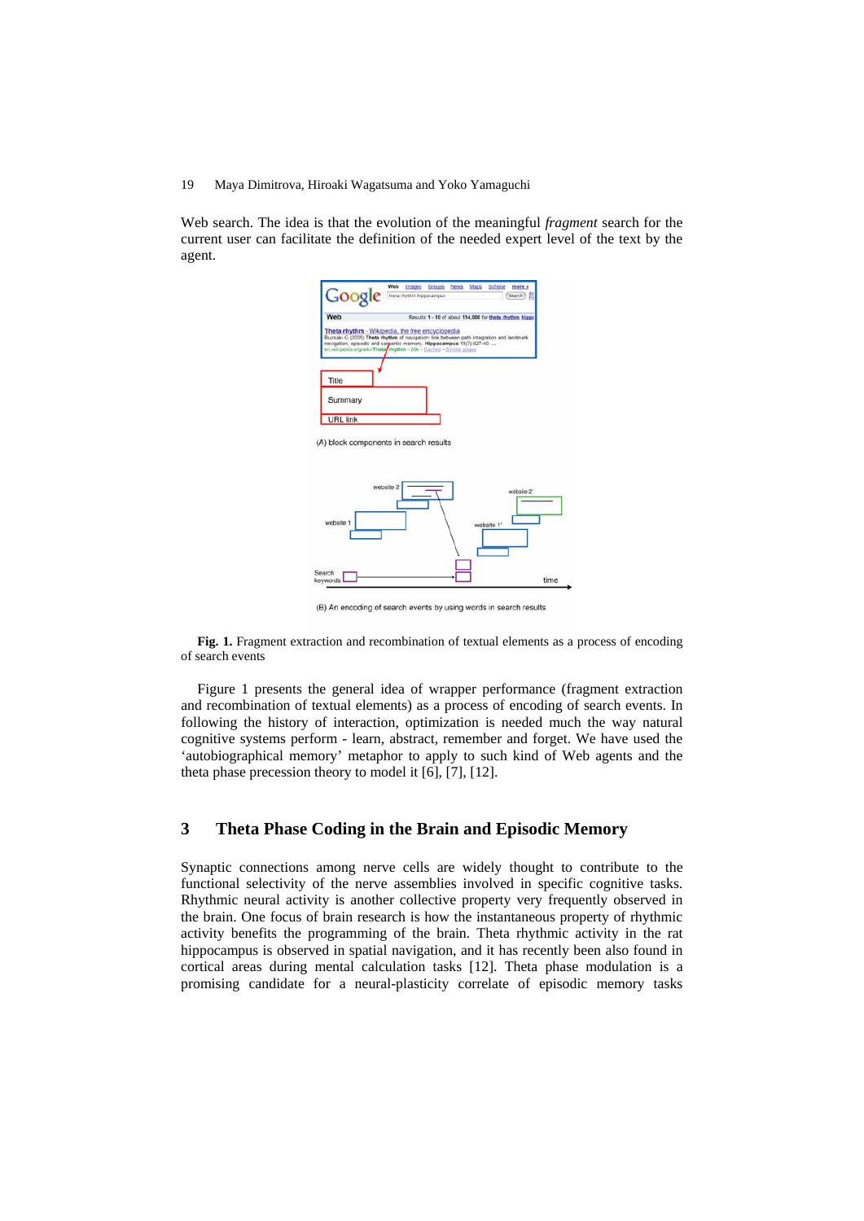Web search. The idea is that the evolution of the meaningful *fragment* search for the current user can facilitate the definition of the needed expert level of the text by the agent.

**Fig. 1.** Fragment extraction and recombination of textual elements as a process of encoding of search events

Figure 1 presents the general idea of wrapper performance (fragment extraction and recombination of textual elements) as a process of encoding of search events. In following the history of interaction, optimization is needed much the way natural cognitive systems perform - learn, abstract, remember and forget. We have used the 'autobiographical memory' metaphor to apply to such kind of Web agents and the theta phase precession theory to model it [6], [7], [12].

## 3 Theta Phase Coding in the Brain and Episodic Memory

Synaptic connections among nerve cells are widely thought to contribute to the functional selectivity of the nerve assemblies involved in specific cognitive tasks. Rhythmic neural activity is another collective property very frequently observed in the brain. One focus of brain research is how the instantaneous property of rhythmic activity benefits the programming of the brain. Theta rhythmic activity in the rat hippocampus is observed in spatial navigation, and it has recently been also found in cortical areas during mental calculation tasks [12]. Theta phase modulation is a promising candidate for a neural-plasticity correlate of episodic memory tasks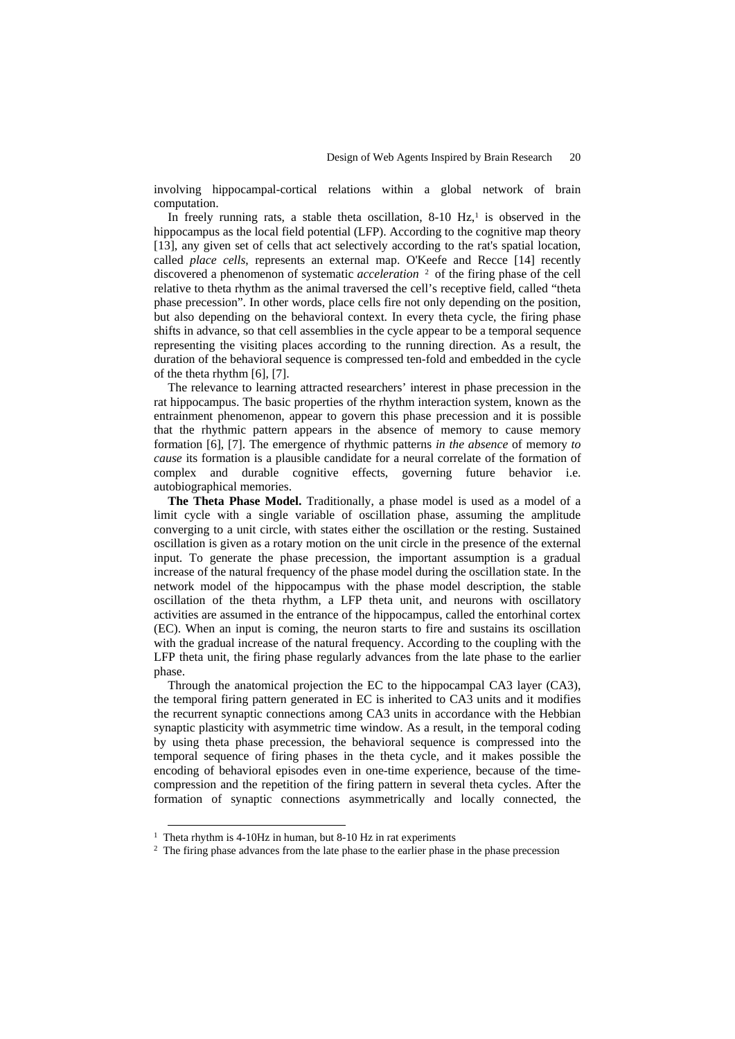involving hippocampal-cortical relations within a global network of brain computation.

In freely running rats, a stable theta oscillation, 8-10 Hz,[1] is observed in the hippocampus as the local field potential (LFP). According to the cognitive map theory [13], any given set of cells that act selectively according to the rat's spatial location, called *place cells*, represents an external map. O'Keefe and Recce [14] recently discovered a phenomenon of systematic *acceleration* [2] of the firing phase of the cell relative to theta rhythm as the animal traversed the cell's receptive field, called "theta phase precession". In other words, place cells fire not only depending on the position, but also depending on the behavioral context. In every theta cycle, the firing phase shifts in advance, so that cell assemblies in the cycle appear to be a temporal sequence representing the visiting places according to the running direction. As a result, the duration of the behavioral sequence is compressed ten-fold and embedded in the cycle of the theta rhythm [6], [7].

The relevance to learning attracted researchers' interest in phase precession in the rat hippocampus. The basic properties of the rhythm interaction system, known as the entrainment phenomenon, appear to govern this phase precession and it is possible that the rhythmic pattern appears in the absence of memory to cause memory formation [6], [7]. The emergence of rhythmic patterns *in the absence* of memory *to cause* its formation is a plausible candidate for a neural correlate of the formation of complex and durable cognitive effects, governing future behavior i.e. autobiographical memories.

**The Theta Phase Model.** Traditionally, a phase model is used as a model of a limit cycle with a single variable of oscillation phase, assuming the amplitude converging to a unit circle, with states either the oscillation or the resting. Sustained oscillation is given as a rotary motion on the unit circle in the presence of the external input. To generate the phase precession, the important assumption is a gradual increase of the natural frequency of the phase model during the oscillation state. In the network model of the hippocampus with the phase model description, the stable oscillation of the theta rhythm, a LFP theta unit, and neurons with oscillatory activities are assumed in the entrance of the hippocampus, called the entorhinal cortex (EC). When an input is coming, the neuron starts to fire and sustains its oscillation with the gradual increase of the natural frequency. According to the coupling with the LFP theta unit, the firing phase regularly advances from the late phase to the earlier phase.

Through the anatomical projection the EC to the hippocampal CA3 layer (CA3), the temporal firing pattern generated in EC is inherited to CA3 units and it modifies the recurrent synaptic connections among CA3 units in accordance with the Hebbian synaptic plasticity with asymmetric time window. As a result, in the temporal coding by using theta phase precession, the behavioral sequence is compressed into the temporal sequence of firing phases in the theta cycle, and it makes possible the encoding of behavioral episodes even in one-time experience, because of the time-compression and the repetition of the firing pattern in several theta cycles. After the formation of synaptic connections asymmetrically and locally connected, the

[1] Theta rhythm is 4-10Hz in human, but 8-10 Hz in rat experiments

[2] The firing phase advances from the late phase to the earlier phase in the phase precession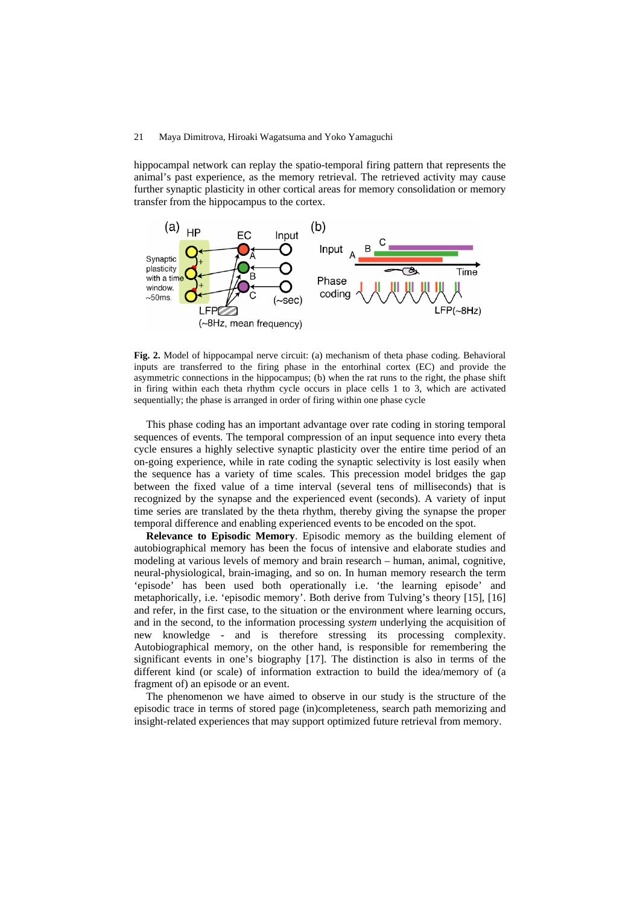hippocampal network can replay the spatio-temporal firing pattern that represents the animal's past experience, as the memory retrieval. The retrieved activity may cause further synaptic plasticity in other cortical areas for memory consolidation or memory transfer from the hippocampus to the cortex.

**Fig. 2.** Model of hippocampal nerve circuit: (a) mechanism of theta phase coding. Behavioral inputs are transferred to the firing phase in the entorhinal cortex (EC) and provide the asymmetric connections in the hippocampus; (b) when the rat runs to the right, the phase shift in firing within each theta rhythm cycle occurs in place cells 1 to 3, which are activated sequentially; the phase is arranged in order of firing within one phase cycle

This phase coding has an important advantage over rate coding in storing temporal sequences of events. The temporal compression of an input sequence into every theta cycle ensures a highly selective synaptic plasticity over the entire time period of an on-going experience, while in rate coding the synaptic selectivity is lost easily when the sequence has a variety of time scales. This precession model bridges the gap between the fixed value of a time interval (several tens of milliseconds) that is recognized by the synapse and the experienced event (seconds). A variety of input time series are translated by the theta rhythm, thereby giving the synapse the proper temporal difference and enabling experienced events to be encoded on the spot.

**Relevance to Episodic Memory**. Episodic memory as the building element of autobiographical memory has been the focus of intensive and elaborate studies and modeling at various levels of memory and brain research – human, animal, cognitive, neural-physiological, brain-imaging, and so on. In human memory research the term 'episode' has been used both operationally i.e. 'the learning episode' and metaphorically, i.e. 'episodic memory'. Both derive from Tulving's theory [15], [16] and refer, in the first case, to the situation or the environment where learning occurs, and in the second, to the information processing *system* underlying the acquisition of new knowledge - and is therefore stressing its processing complexity. Autobiographical memory, on the other hand, is responsible for remembering the significant events in one's biography [17]. The distinction is also in terms of the different kind (or scale) of information extraction to build the idea/memory of (a fragment of) an episode or an event.

The phenomenon we have aimed to observe in our study is the structure of the episodic trace in terms of stored page (in)completeness, search path memorizing and insight-related experiences that may support optimized future retrieval from memory.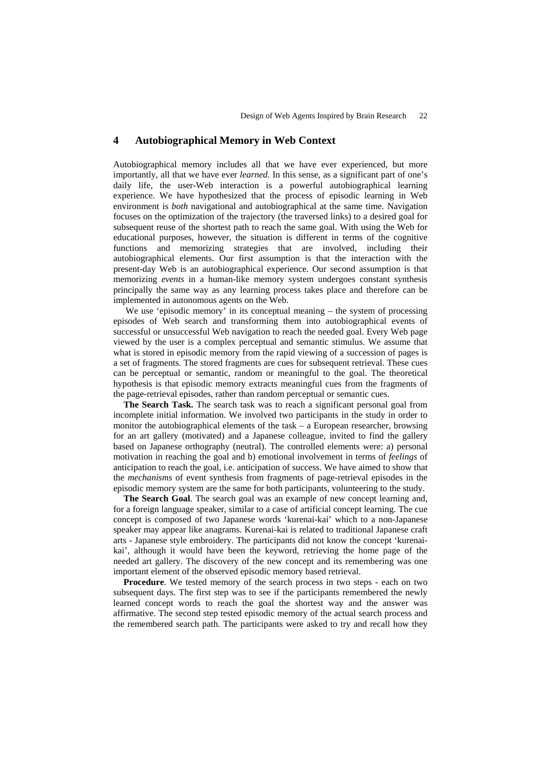## 4 Autobiographical Memory in Web Context

Autobiographical memory includes all that we have ever experienced, but more importantly, all that we have ever *learned*. In this sense, as a significant part of one's daily life, the user-Web interaction is a powerful autobiographical learning experience. We have hypothesized that the process of episodic learning in Web environment is *both* navigational and autobiographical at the same time. Navigation focuses on the optimization of the trajectory (the traversed links) to a desired goal for subsequent reuse of the shortest path to reach the same goal. With using the Web for educational purposes, however, the situation is different in terms of the cognitive functions and memorizing strategies that are involved, including their autobiographical elements. Our first assumption is that the interaction with the present-day Web is an autobiographical experience. Our second assumption is that memorizing *events* in a human-like memory system undergoes constant synthesis principally the same way as any learning process takes place and therefore can be implemented in autonomous agents on the Web.

We use 'episodic memory' in its conceptual meaning – the system of processing episodes of Web search and transforming them into autobiographical events of successful or unsuccessful Web navigation to reach the needed goal. Every Web page viewed by the user is a complex perceptual and semantic stimulus. We assume that what is stored in episodic memory from the rapid viewing of a succession of pages is a set of fragments. The stored fragments are cues for subsequent retrieval. These cues can be perceptual or semantic, random or meaningful to the goal. The theoretical hypothesis is that episodic memory extracts meaningful cues from the fragments of the page-retrieval episodes, rather than random perceptual or semantic cues.

**The Search Task.** The search task was to reach a significant personal goal from incomplete initial information. We involved two participants in the study in order to monitor the autobiographical elements of the task – a European researcher, browsing for an art gallery (motivated) and a Japanese colleague, invited to find the gallery based on Japanese orthography (neutral). The controlled elements were: a) personal motivation in reaching the goal and b) emotional involvement in terms of *feelings* of anticipation to reach the goal, i.e. anticipation of success. We have aimed to show that the *mechanisms* of event synthesis from fragments of page-retrieval episodes in the episodic memory system are the same for both participants, volunteering to the study.

**The Search Goal**. The search goal was an example of new concept learning and, for a foreign language speaker, similar to a case of artificial concept learning. The cue concept is composed of two Japanese words 'kurenai-kai' which to a non-Japanese speaker may appear like anagrams. Kurenai-kai is related to traditional Japanese craft arts - Japanese style embroidery. The participants did not know the concept 'kurenai-kai', although it would have been the keyword, retrieving the home page of the needed art gallery. The discovery of the new concept and its remembering was one important element of the observed episodic memory based retrieval.

**Procedure**. We tested memory of the search process in two steps - each on two subsequent days. The first step was to see if the participants remembered the newly learned concept words to reach the goal the shortest way and the answer was affirmative. The second step tested episodic memory of the actual search process and the remembered search path. The participants were asked to try and recall how they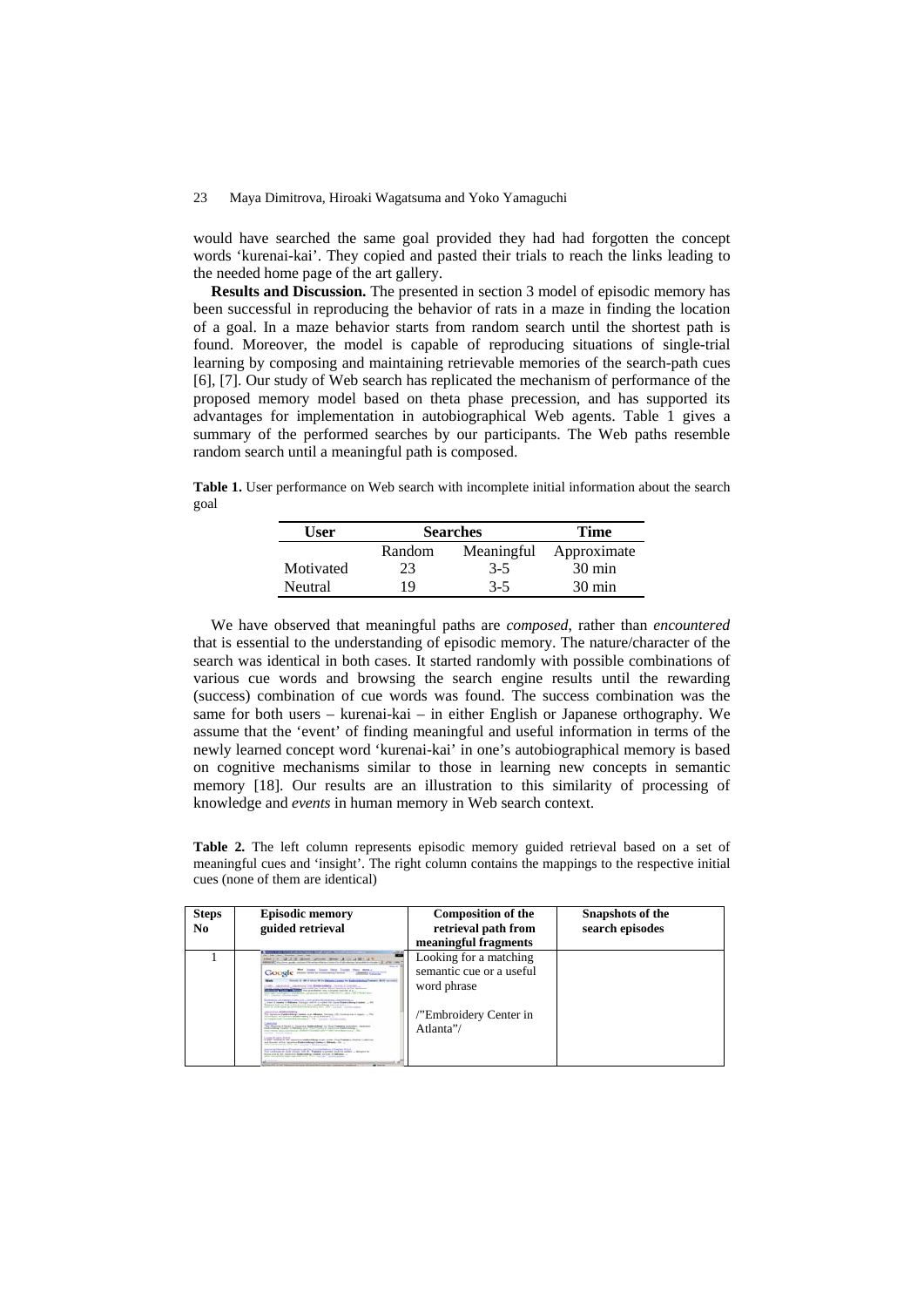would have searched the same goal provided they had had forgotten the concept words 'kurenai-kai'. They copied and pasted their trials to reach the links leading to the needed home page of the art gallery.

**Results and Discussion.** The presented in section 3 model of episodic memory has been successful in reproducing the behavior of rats in a maze in finding the location of a goal. In a maze behavior starts from random search until the shortest path is found. Moreover, the model is capable of reproducing situations of single-trial learning by composing and maintaining retrievable memories of the search-path cues [6], [7]. Our study of Web search has replicated the mechanism of performance of the proposed memory model based on theta phase precession, and has supported its advantages for implementation in autobiographical Web agents. Table 1 gives a summary of the performed searches by our participants. The Web paths resemble random search until a meaningful path is composed.

**Table 1.** User performance on Web search with incomplete initial information about the search goal

| User | Searches | | Time |
|---|---|---|---|
| | Random | Meaningful | Approximate |
| Motivated | 23 | 3-5 | 30 min |
| Neutral | 19 | 3-5 | 30 min |

We have observed that meaningful paths are *composed*, rather than *encountered* that is essential to the understanding of episodic memory. The nature/character of the search was identical in both cases. It started randomly with possible combinations of various cue words and browsing the search engine results until the rewarding (success) combination of cue words was found. The success combination was the same for both users – kurenai-kai – in either English or Japanese orthography. We assume that the 'event' of finding meaningful and useful information in terms of the newly learned concept word 'kurenai-kai' in one's autobiographical memory is based on cognitive mechanisms similar to those in learning new concepts in semantic memory [18]. Our results are an illustration to this similarity of processing of knowledge and *events* in human memory in Web search context.

**Table 2.** The left column represents episodic memory guided retrieval based on a set of meaningful cues and 'insight'. The right column contains the mappings to the respective initial cues (none of them are identical)

| Steps No | Episodic memory guided retrieval | Composition of the retrieval path from meaningful fragments | Snapshots of the search episodes |
|---|---|---|---|
| 1 | | Looking for a matching semantic cue or a useful word phrase<br><br>/"Embroidery Center in Atlanta"/ | |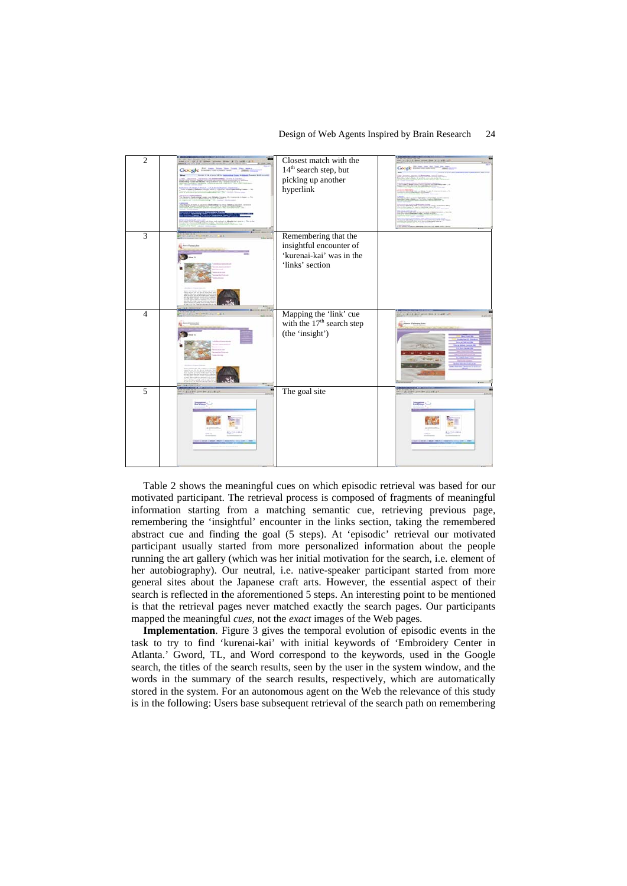| | | | |
|---|---|---|---|
| 2 | | Closest match with the 14th search step, but picking up another hyperlink | |
| 3 | | Remembering that the insightful encounter of 'kurenai-kai' was in the 'links' section | |
| 4 | | Mapping the 'link' cue with the 17th search step (the 'insight') | |
| 5 | | The goal site | |

Table 2 shows the meaningful cues on which episodic retrieval was based for our motivated participant. The retrieval process is composed of fragments of meaningful information starting from a matching semantic cue, retrieving previous page, remembering the 'insightful' encounter in the links section, taking the remembered abstract cue and finding the goal (5 steps). At 'episodic' retrieval our motivated participant usually started from more personalized information about the people running the art gallery (which was her initial motivation for the search, i.e. element of her autobiography). Our neutral, i.e. native-speaker participant started from more general sites about the Japanese craft arts. However, the essential aspect of their search is reflected in the aforementioned 5 steps. An interesting point to be mentioned is that the retrieval pages never matched exactly the search pages. Our participants mapped the meaningful *cues*, not the *exact* images of the Web pages.

**Implementation**. Figure 3 gives the temporal evolution of episodic events in the task to try to find 'kurenai-kai' with initial keywords of 'Embroidery Center in Atlanta.' Gword, TL, and Word correspond to the keywords, used in the Google search, the titles of the search results, seen by the user in the system window, and the words in the summary of the search results, respectively, which are automatically stored in the system. For an autonomous agent on the Web the relevance of this study is in the following: Users base subsequent retrieval of the search path on remembering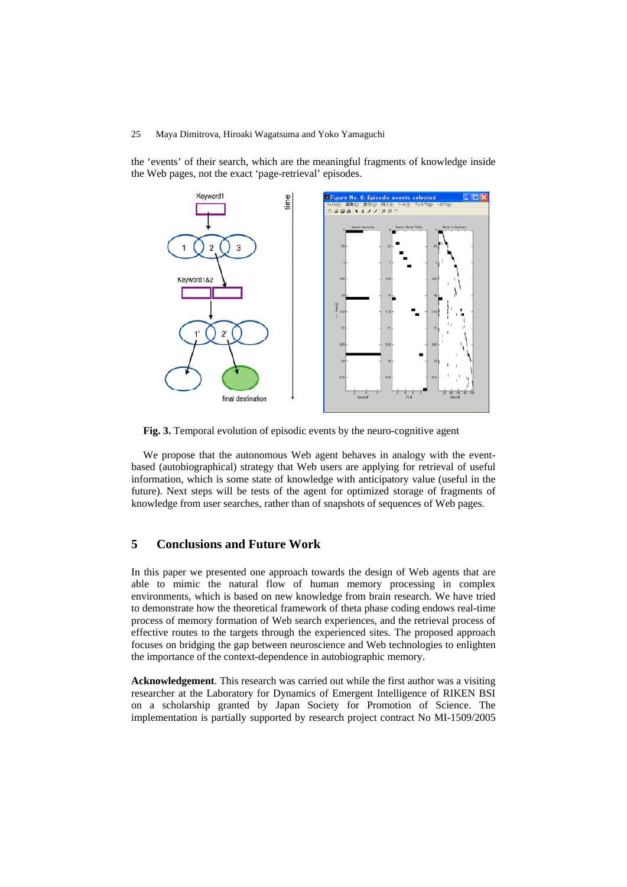the 'events' of their search, which are the meaningful fragments of knowledge inside the Web pages, not the exact 'page-retrieval' episodes.

**Fig. 3.** Temporal evolution of episodic events by the neuro-cognitive agent

We propose that the autonomous Web agent behaves in analogy with the event-based (autobiographical) strategy that Web users are applying for retrieval of useful information, which is some state of knowledge with anticipatory value (useful in the future). Next steps will be tests of the agent for optimized storage of fragments of knowledge from user searches, rather than of snapshots of sequences of Web pages.

## 5 Conclusions and Future Work

In this paper we presented one approach towards the design of Web agents that are able to mimic the natural flow of human memory processing in complex environments, which is based on new knowledge from brain research. We have tried to demonstrate how the theoretical framework of theta phase coding endows real-time process of memory formation of Web search experiences, and the retrieval process of effective routes to the targets through the experienced sites. The proposed approach focuses on bridging the gap between neuroscience and Web technologies to enlighten the importance of the context-dependence in autobiographic memory.

**Acknowledgement**. This research was carried out while the first author was a visiting researcher at the Laboratory for Dynamics of Emergent Intelligence of RIKEN BSI on a scholarship granted by Japan Society for Promotion of Science. The implementation is partially supported by research project contract No MI-1509/2005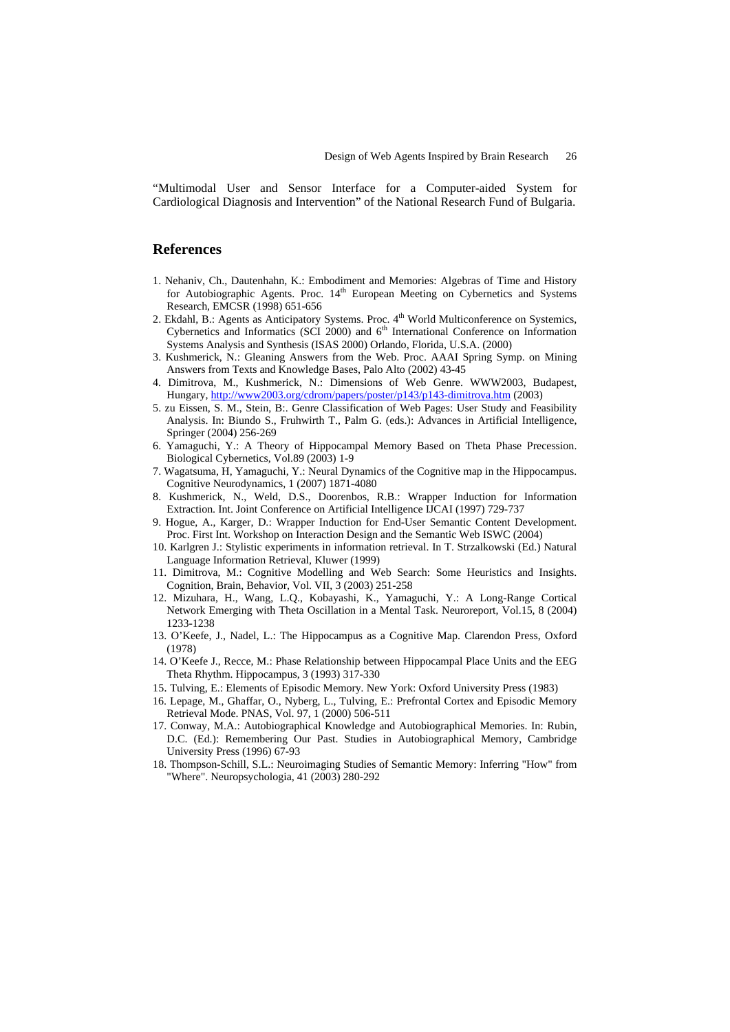"Multimodal User and Sensor Interface for a Computer-aided System for Cardiological Diagnosis and Intervention" of the National Research Fund of Bulgaria.

## References

1. Nehaniv, Ch., Dautenhahn, K.: Embodiment and Memories: Algebras of Time and History for Autobiographic Agents. Proc. 14th European Meeting on Cybernetics and Systems Research, EMCSR (1998) 651-656
2. Ekdahl, B.: Agents as Anticipatory Systems. Proc. 4th World Multiconference on Systemics, Cybernetics and Informatics (SCI 2000) and 6th International Conference on Information Systems Analysis and Synthesis (ISAS 2000) Orlando, Florida, U.S.A. (2000)
3. Kushmerick, N.: Gleaning Answers from the Web. Proc. AAAI Spring Symp. on Mining Answers from Texts and Knowledge Bases, Palo Alto (2002) 43-45
4. Dimitrova, M., Kushmerick, N.: Dimensions of Web Genre. WWW2003, Budapest, Hungary, http://www2003.org/cdrom/papers/poster/p143/p143-dimitrova.htm (2003)
5. zu Eissen, S. M., Stein, B:. Genre Classification of Web Pages: User Study and Feasibility Analysis. In: Biundo S., Fruhwirth T., Palm G. (eds.): Advances in Artificial Intelligence, Springer (2004) 256-269
6. Yamaguchi, Y.: A Theory of Hippocampal Memory Based on Theta Phase Precession. Biological Cybernetics, Vol.89 (2003) 1-9
7. Wagatsuma, H, Yamaguchi, Y.: Neural Dynamics of the Cognitive map in the Hippocampus. Cognitive Neurodynamics, 1 (2007) 1871-4080
8. Kushmerick, N., Weld, D.S., Doorenbos, R.B.: Wrapper Induction for Information Extraction. Int. Joint Conference on Artificial Intelligence IJCAI (1997) 729-737
9. Hogue, A., Karger, D.: Wrapper Induction for End-User Semantic Content Development. Proc. First Int. Workshop on Interaction Design and the Semantic Web ISWC (2004)
10. Karlgren J.: Stylistic experiments in information retrieval. In T. Strzalkowski (Ed.) Natural Language Information Retrieval, Kluwer (1999)
11. Dimitrova, M.: Cognitive Modelling and Web Search: Some Heuristics and Insights. Cognition, Brain, Behavior, Vol. VII, 3 (2003) 251-258
12. Mizuhara, H., Wang, L.Q., Kobayashi, K., Yamaguchi, Y.: A Long-Range Cortical Network Emerging with Theta Oscillation in a Mental Task. Neuroreport, Vol.15, 8 (2004) 1233-1238
13. O'Keefe, J., Nadel, L.: The Hippocampus as a Cognitive Map. Clarendon Press, Oxford (1978)
14. O'Keefe J., Recce, M.: Phase Relationship between Hippocampal Place Units and the EEG Theta Rhythm. Hippocampus, 3 (1993) 317-330
15. Tulving, E.: Elements of Episodic Memory. New York: Oxford University Press (1983)
16. Lepage, M., Ghaffar, O., Nyberg, L., Tulving, E.: Prefrontal Cortex and Episodic Memory Retrieval Mode. PNAS, Vol. 97, 1 (2000) 506-511
17. Conway, M.A.: Autobiographical Knowledge and Autobiographical Memories. In: Rubin, D.C. (Ed.): Remembering Our Past. Studies in Autobiographical Memory, Cambridge University Press (1996) 67-93
18. Thompson-Schill, S.L.: Neuroimaging Studies of Semantic Memory: Inferring "How" from "Where". Neuropsychologia, 41 (2003) 280-292